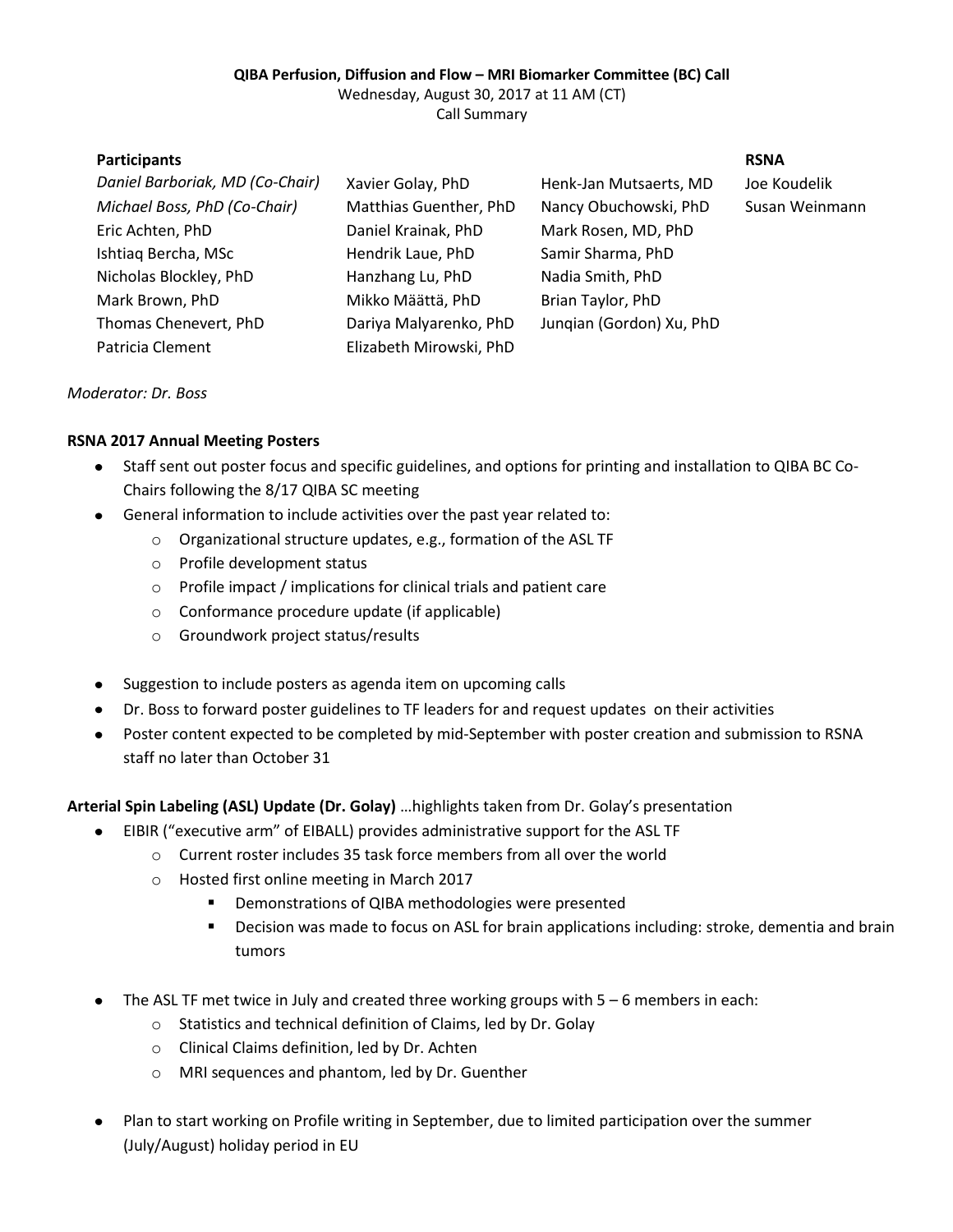**QIBA Perfusion, Diffusion and Flow – MRI Biomarker Committee (BC) Call**

Wednesday, August 30, 2017 at 11 AM (CT)

Call Summary

| **Participants** | | | **RSNA** |
|---|---|---|---|
| *Daniel Barboriak, MD (Co-Chair)* | Xavier Golay, PhD | Henk-Jan Mutsaerts, MD | Joe Koudelik |
| *Michael Boss, PhD (Co-Chair)* | Matthias Guenther, PhD | Nancy Obuchowski, PhD | Susan Weinmann |
| Eric Achten, PhD | Daniel Krainak, PhD | Mark Rosen, MD, PhD | |
| Ishtiaq Bercha, MSc | Hendrik Laue, PhD | Samir Sharma, PhD | |
| Nicholas Blockley, PhD | Hanzhang Lu, PhD | Nadia Smith, PhD | |
| Mark Brown, PhD | Mikko Määttä, PhD | Brian Taylor, PhD | |
| Thomas Chenevert, PhD | Dariya Malyarenko, PhD | Junqian (Gordon) Xu, PhD | |
| Patricia Clement | Elizabeth Mirowski, PhD | | |

*Moderator: Dr. Boss*

**RSNA 2017 Annual Meeting Posters**

- Staff sent out poster focus and specific guidelines, and options for printing and installation to QIBA BC Co-Chairs following the 8/17 QIBA SC meeting
- General information to include activities over the past year related to:
  - Organizational structure updates, e.g., formation of the ASL TF
  - Profile development status
  - Profile impact / implications for clinical trials and patient care
  - Conformance procedure update (if applicable)
  - Groundwork project status/results
- Suggestion to include posters as agenda item on upcoming calls
- Dr. Boss to forward poster guidelines to TF leaders for and request updates on their activities
- Poster content expected to be completed by mid-September with poster creation and submission to RSNA staff no later than October 31

**Arterial Spin Labeling (ASL) Update (Dr. Golay)** …highlights taken from Dr. Golay's presentation

- EIBIR ("executive arm" of EIBALL) provides administrative support for the ASL TF
  - Current roster includes 35 task force members from all over the world
  - Hosted first online meeting in March 2017
    - Demonstrations of QIBA methodologies were presented
    - Decision was made to focus on ASL for brain applications including: stroke, dementia and brain tumors
- The ASL TF met twice in July and created three working groups with 5 – 6 members in each:
  - Statistics and technical definition of Claims, led by Dr. Golay
  - Clinical Claims definition, led by Dr. Achten
  - MRI sequences and phantom, led by Dr. Guenther
- Plan to start working on Profile writing in September, due to limited participation over the summer (July/August) holiday period in EU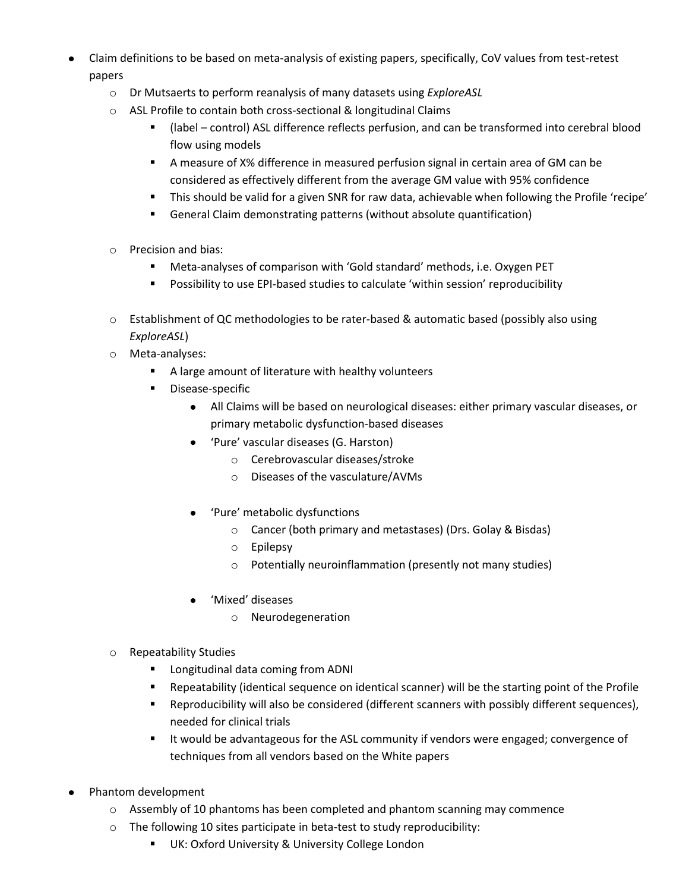- Claim definitions to be based on meta-analysis of existing papers, specifically, CoV values from test-retest papers
  - Dr Mutsaerts to perform reanalysis of many datasets using *ExploreASL*
  - ASL Profile to contain both cross-sectional & longitudinal Claims
    - (label – control) ASL difference reflects perfusion, and can be transformed into cerebral blood flow using models
    - A measure of X% difference in measured perfusion signal in certain area of GM can be considered as effectively different from the average GM value with 95% confidence
    - This should be valid for a given SNR for raw data, achievable when following the Profile 'recipe'
    - General Claim demonstrating patterns (without absolute quantification)

  - Precision and bias:
    - Meta-analyses of comparison with 'Gold standard' methods, i.e. Oxygen PET
    - Possibility to use EPI-based studies to calculate 'within session' reproducibility

  - Establishment of QC methodologies to be rater-based & automatic based (possibly also using *ExploreASL*)
  - Meta-analyses:
    - A large amount of literature with healthy volunteers
    - Disease-specific
      - All Claims will be based on neurological diseases: either primary vascular diseases, or primary metabolic dysfunction-based diseases
      - 'Pure' vascular diseases (G. Harston)
        - Cerebrovascular diseases/stroke
        - Diseases of the vasculature/AVMs

      - 'Pure' metabolic dysfunctions
        - Cancer (both primary and metastases) (Drs. Golay & Bisdas)
        - Epilepsy
        - Potentially neuroinflammation (presently not many studies)

      - 'Mixed' diseases
        - Neurodegeneration

  - Repeatability Studies
    - Longitudinal data coming from ADNI
    - Repeatability (identical sequence on identical scanner) will be the starting point of the Profile
    - Reproducibility will also be considered (different scanners with possibly different sequences), needed for clinical trials
    - It would be advantageous for the ASL community if vendors were engaged; convergence of techniques from all vendors based on the White papers

- Phantom development
  - Assembly of 10 phantoms has been completed and phantom scanning may commence
  - The following 10 sites participate in beta-test to study reproducibility:
    - UK: Oxford University & University College London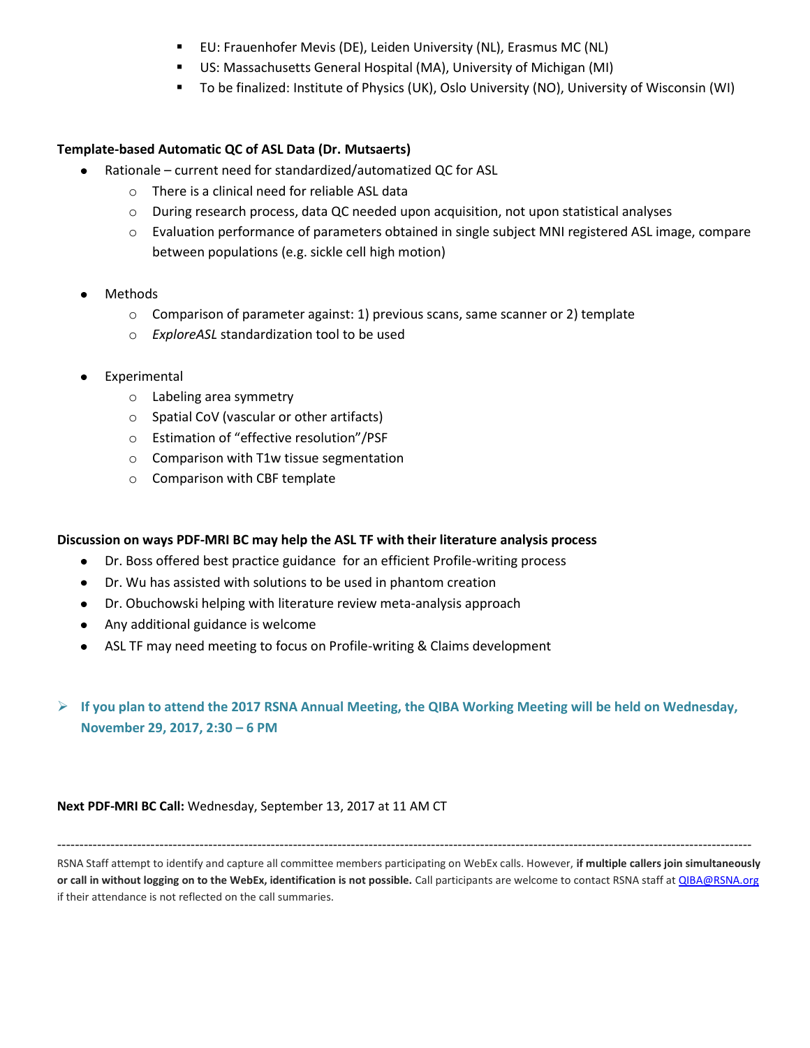- EU: Frauenhofer Mevis (DE), Leiden University (NL), Erasmus MC (NL)
- US: Massachusetts General Hospital (MA), University of Michigan (MI)
- To be finalized: Institute of Physics (UK), Oslo University (NO), University of Wisconsin (WI)

**Template-based Automatic QC of ASL Data (Dr. Mutsaerts)**

- Rationale – current need for standardized/automatized QC for ASL
  - There is a clinical need for reliable ASL data
  - During research process, data QC needed upon acquisition, not upon statistical analyses
  - Evaluation performance of parameters obtained in single subject MNI registered ASL image, compare between populations (e.g. sickle cell high motion)

- Methods
  - Comparison of parameter against: 1) previous scans, same scanner or 2) template
  - *ExploreASL* standardization tool to be used

- Experimental
  - Labeling area symmetry
  - Spatial CoV (vascular or other artifacts)
  - Estimation of "effective resolution"/PSF
  - Comparison with T1w tissue segmentation
  - Comparison with CBF template

**Discussion on ways PDF-MRI BC may help the ASL TF with their literature analysis process**

- Dr. Boss offered best practice guidance for an efficient Profile-writing process
- Dr. Wu has assisted with solutions to be used in phantom creation
- Dr. Obuchowski helping with literature review meta-analysis approach
- Any additional guidance is welcome
- ASL TF may need meeting to focus on Profile-writing & Claims development

➢ **If you plan to attend the 2017 RSNA Annual Meeting, the QIBA Working Meeting will be held on Wednesday, November 29, 2017, 2:30 – 6 PM**

**Next PDF-MRI BC Call:** Wednesday, September 13, 2017 at 11 AM CT

---

RSNA Staff attempt to identify and capture all committee members participating on WebEx calls. However, **if multiple callers join simultaneously or call in without logging on to the WebEx, identification is not possible.** Call participants are welcome to contact RSNA staff at QIBA@RSNA.org if their attendance is not reflected on the call summaries.